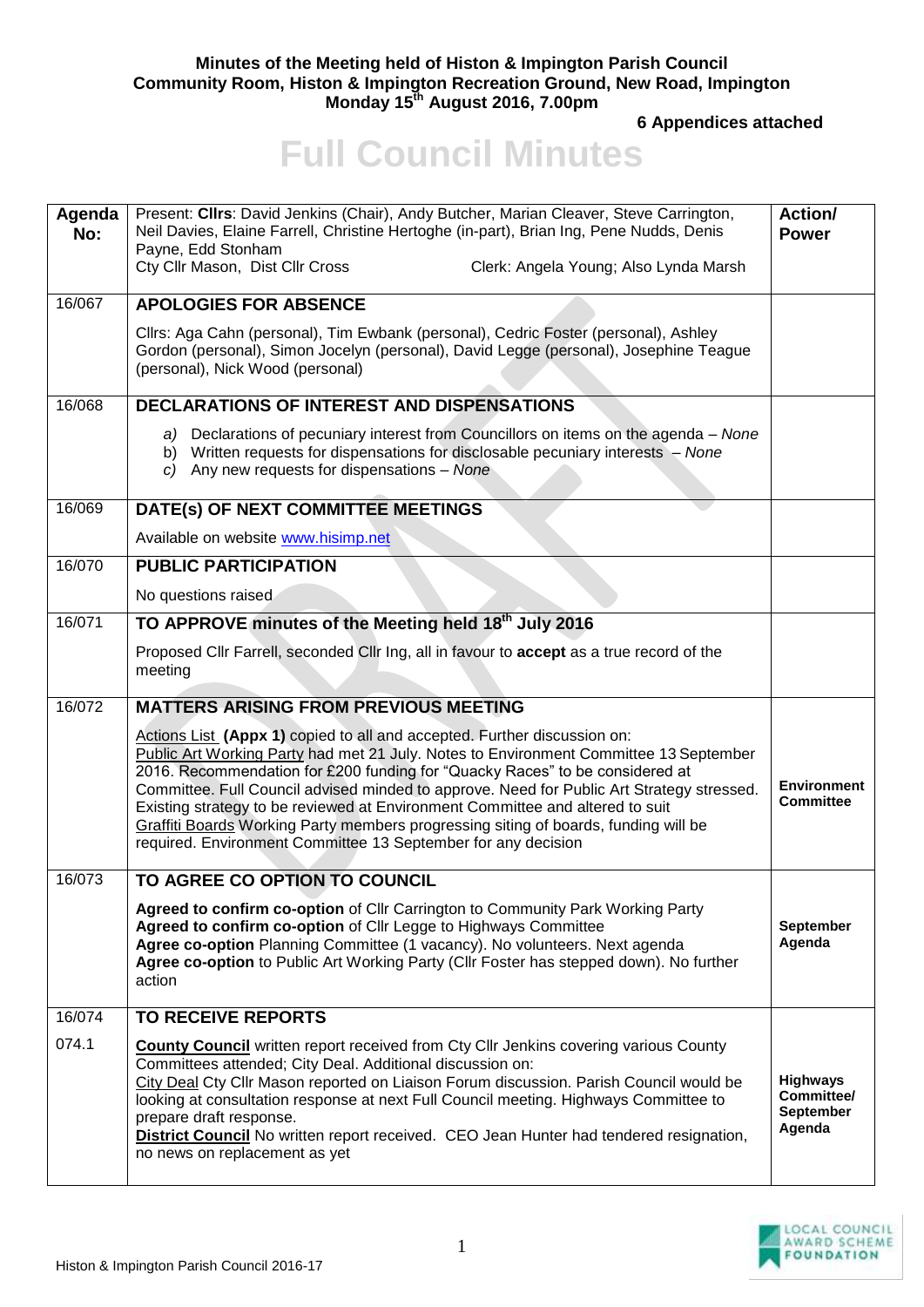**Minutes of the Meeting held of Histon & Impington Parish Council**
**Community Room, Histon & Impington Recreation Ground, New Road, Impington**
**Monday 15th August 2016, 7.00pm**

**6 Appendices attached**

# Full Council Minutes

| Agenda No: | Present: **Cllrs**: David Jenkins (Chair), Andy Butcher, Marian Cleaver, Steve Carrington, Neil Davies, Elaine Farrell, Christine Hertoghe (in-part), Brian Ing, Pene Nudds, Denis Payne, Edd Stonham<br>Cty Cllr Mason, Dist Cllr Cross Clerk: Angela Young; Also Lynda Marsh | Action/ Power |
|---|---|---|
| 16/067 | **APOLOGIES FOR ABSENCE**<br><br>Cllrs: Aga Cahn (personal), Tim Ewbank (personal), Cedric Foster (personal), Ashley Gordon (personal), Simon Jocelyn (personal), David Legge (personal), Josephine Teague (personal), Nick Wood (personal) | |
| 16/068 | **DECLARATIONS OF INTEREST AND DISPENSATIONS**<br><br>*a)* Declarations of pecuniary interest from Councillors on items on the agenda – *None*<br>b) Written requests for dispensations for disclosable pecuniary interests – *None*<br>*c)* Any new requests for dispensations – *None* | |
| 16/069 | **DATE(s) OF NEXT COMMITTEE MEETINGS**<br><br>Available on website www.hisimp.net | |
| 16/070 | **PUBLIC PARTICIPATION**<br><br>No questions raised | |
| 16/071 | **TO APPROVE minutes of the Meeting held 18th July 2016**<br><br>Proposed Cllr Farrell, seconded Cllr Ing, all in favour to **accept** as a true record of the meeting | |
| 16/072 | **MATTERS ARISING FROM PREVIOUS MEETING**<br><br>Actions List **(Appx 1)** copied to all and accepted. Further discussion on:<br>Public Art Working Party had met 21 July. Notes to Environment Committee 13 September 2016. Recommendation for £200 funding for "Quacky Races" to be considered at Committee. Full Council advised minded to approve. Need for Public Art Strategy stressed. Existing strategy to be reviewed at Environment Committee and altered to suit<br>Graffiti Boards Working Party members progressing siting of boards, funding will be required. Environment Committee 13 September for any decision | **Environment Committee** |
| 16/073 | **TO AGREE CO OPTION TO COUNCIL**<br><br>**Agreed to confirm co-option** of Cllr Carrington to Community Park Working Party<br>**Agreed to confirm co-option** of Cllr Legge to Highways Committee<br>**Agree co-option** Planning Committee (1 vacancy). No volunteers. Next agenda<br>**Agree co-option** to Public Art Working Party (Cllr Foster has stepped down). No further action | **September Agenda** |
| 16/074 | **TO RECEIVE REPORTS** | |
| 074.1 | **County Council** written report received from Cty Cllr Jenkins covering various County Committees attended; City Deal. Additional discussion on:<br>City Deal Cty Cllr Mason reported on Liaison Forum discussion. Parish Council would be looking at consultation response at next Full Council meeting. Highways Committee to prepare draft response.<br>**District Council** No written report received. CEO Jean Hunter had tendered resignation, no news on replacement as yet | **Highways Committee/ September Agenda** |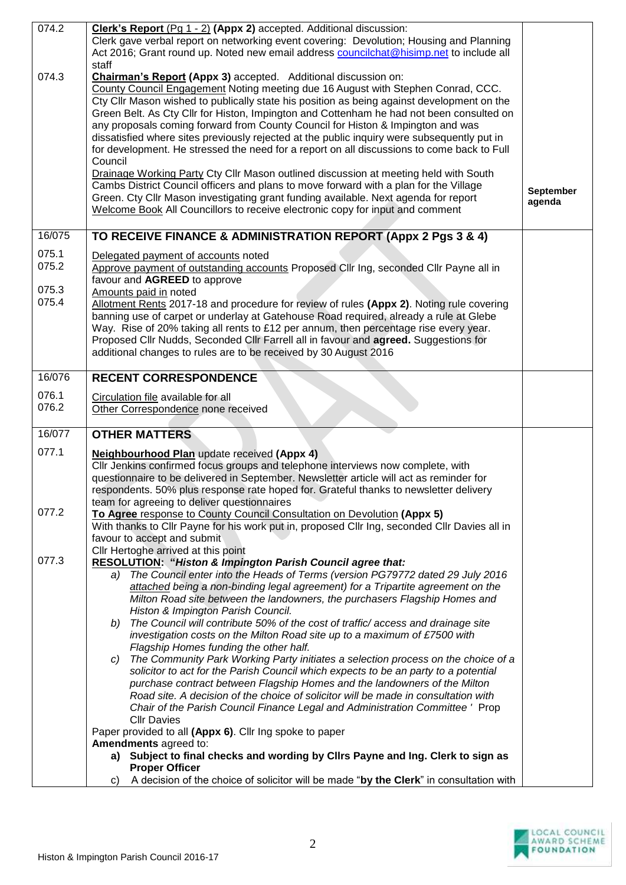| | | |
|---|---|---|
| 074.2 | **Clerk's Report** (Pg 1 - 2) **(Appx 2)** accepted. Additional discussion:<br>Clerk gave verbal report on networking event covering: Devolution; Housing and Planning Act 2016; Grant round up. Noted new email address councilchat@hisimp.net to include all staff | |
| 074.3 | **Chairman's Report (Appx 3)** accepted. Additional discussion on:<br>County Council Engagement Noting meeting due 16 August with Stephen Conrad, CCC. Cty Cllr Mason wished to publically state his position as being against development on the Green Belt. As Cty Cllr for Histon, Impington and Cottenham he had not been consulted on any proposals coming forward from County Council for Histon & Impington and was dissatisfied where sites previously rejected at the public inquiry were subsequently put in for development. He stressed the need for a report on all discussions to come back to Full Council<br>Drainage Working Party Cty Cllr Mason outlined discussion at meeting held with South Cambs District Council officers and plans to move forward with a plan for the Village Green. Cty Cllr Mason investigating grant funding available. Next agenda for report<br>Welcome Book All Councillors to receive electronic copy for input and comment | **September agenda** |
| 16/075 | **TO RECEIVE FINANCE & ADMINISTRATION REPORT (Appx 2 Pgs 3 & 4)** | |
| 075.1<br>075.2<br><br>075.3<br>075.4 | Delegated payment of accounts noted<br>Approve payment of outstanding accounts Proposed Cllr Ing, seconded Cllr Payne all in favour and **AGREED** to approve<br>Amounts paid in noted<br>Allotment Rents 2017-18 and procedure for review of rules **(Appx 2)**. Noting rule covering banning use of carpet or underlay at Gatehouse Road required, already a rule at Glebe Way. Rise of 20% taking all rents to £12 per annum, then percentage rise every year. Proposed Cllr Nudds, Seconded Cllr Farrell all in favour and **agreed.** Suggestions for additional changes to rules are to be received by 30 August 2016 | |
| 16/076 | **RECENT CORRESPONDENCE** | |
| 076.1<br>076.2 | Circulation file available for all<br>Other Correspondence none received | |
| 16/077 | **OTHER MATTERS** | |
| 077.1<br><br><br><br><br>077.2<br><br><br><br>077.3 | **Neighbourhood Plan** update received **(Appx 4)**<br>Cllr Jenkins confirmed focus groups and telephone interviews now complete, with questionnaire to be delivered in September. Newsletter article will act as reminder for respondents. 50% plus response rate hoped for. Grateful thanks to newsletter delivery team for agreeing to deliver questionnaires<br>**To Agree** response to County Council Consultation on Devolution **(Appx 5)**<br>With thanks to Cllr Payne for his work put in, proposed Cllr Ing, seconded Cllr Davies all in favour to accept and submit<br>Cllr Hertoghe arrived at this point<br>**RESOLUTION: "*Histon & Impington Parish Council agree that:***<br>a) *The Council enter into the Heads of Terms (version PG79772 dated 29 July 2016 attached being a non-binding legal agreement) for a Tripartite agreement on the Milton Road site between the landowners, the purchasers Flagship Homes and Histon & Impington Parish Council.*<br>b) *The Council will contribute 50% of the cost of traffic/ access and drainage site investigation costs on the Milton Road site up to a maximum of £7500 with Flagship Homes funding the other half.*<br>c) *The Community Park Working Party initiates a selection process on the choice of a solicitor to act for the Parish Council which expects to be an party to a potential purchase contract between Flagship Homes and the landowners of the Milton Road site. A decision of the choice of solicitor will be made in consultation with Chair of the Parish Council Finance Legal and Administration Committee '* Prop Cllr Davies<br>Paper provided to all **(Appx 6)**. Cllr Ing spoke to paper<br>**Amendments** agreed to:<br>**a) Subject to final checks and wording by Cllrs Payne and Ing. Clerk to sign as Proper Officer**<br>c) A decision of the choice of solicitor will be made "**by the Clerk**" in consultation with | |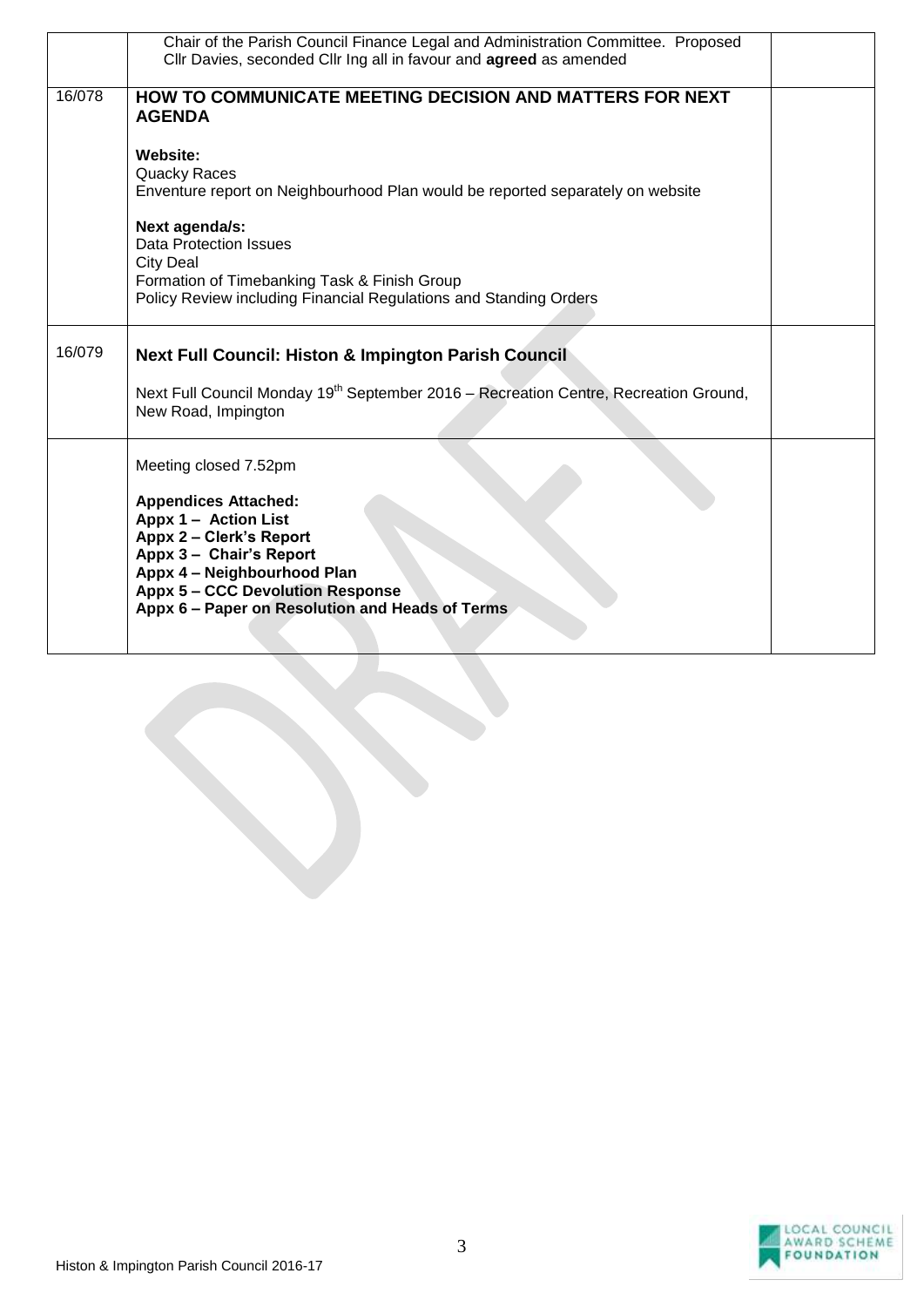| | | |
|---|---|---|
| | Chair of the Parish Council Finance Legal and Administration Committee. Proposed Cllr Davies, seconded Cllr Ing all in favour and **agreed** as amended | |
| 16/078 | **HOW TO COMMUNICATE MEETING DECISION AND MATTERS FOR NEXT AGENDA**<br><br>**Website:**<br>Quacky Races<br>Enventure report on Neighbourhood Plan would be reported separately on website<br><br>**Next agenda/s:**<br>Data Protection Issues<br>City Deal<br>Formation of Timebanking Task & Finish Group<br>Policy Review including Financial Regulations and Standing Orders | |
| 16/079 | **Next Full Council: Histon & Impington Parish Council**<br><br>Next Full Council Monday 19th September 2016 – Recreation Centre, Recreation Ground, New Road, Impington | |
| | Meeting closed 7.52pm<br><br>**Appendices Attached:**<br>**Appx 1 – Action List**<br>**Appx 2 – Clerk's Report**<br>**Appx 3 – Chair's Report**<br>**Appx 4 – Neighbourhood Plan**<br>**Appx 5 – CCC Devolution Response**<br>**Appx 6 – Paper on Resolution and Heads of Terms** | |

DRAFT